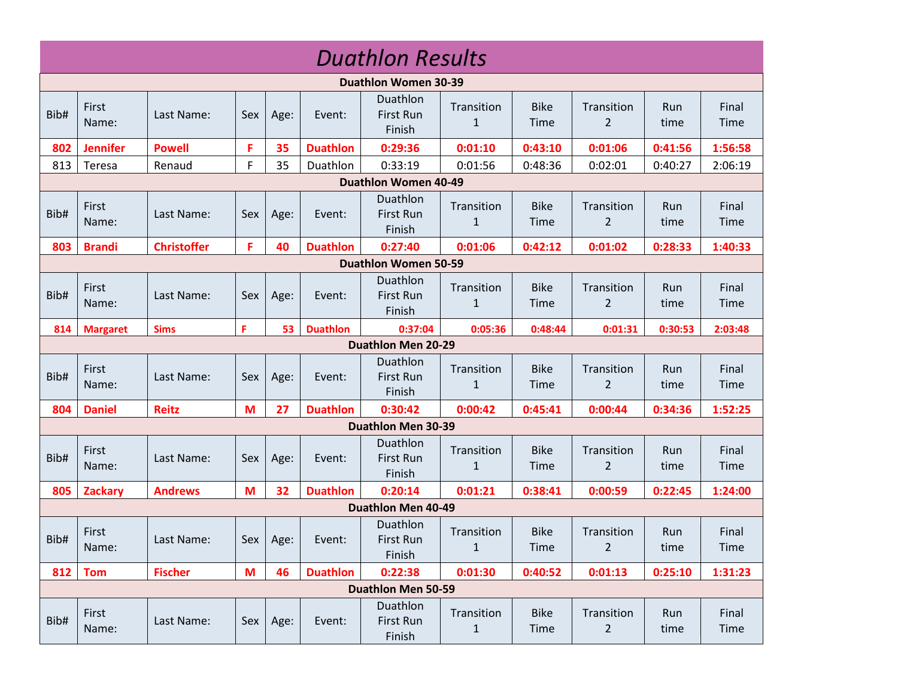# *Duathlon Results*

**Duathlon Women 30-39**

| Bib# | First Name: | Last Name: | Sex | Age: | Event: | Duathlon First Run Finish | Transition 1 | Bike Time | Transition 2 | Run time | Final Time |
|---|---|---|---|---|---|---|---|---|---|---|---|
| **802** | **Jennifer** | **Powell** | **F** | **35** | **Duathlon** | **0:29:36** | **0:01:10** | **0:43:10** | **0:01:06** | **0:41:56** | **1:56:58** |
| 813 | Teresa | Renaud | F | 35 | Duathlon | 0:33:19 | 0:01:56 | 0:48:36 | 0:02:01 | 0:40:27 | 2:06:19 |

**Duathlon Women 40-49**

| Bib# | First Name: | Last Name: | Sex | Age: | Event: | Duathlon First Run Finish | Transition 1 | Bike Time | Transition 2 | Run time | Final Time |
|---|---|---|---|---|---|---|---|---|---|---|---|
| **803** | **Brandi** | **Christoffer** | **F** | **40** | **Duathlon** | **0:27:40** | **0:01:06** | **0:42:12** | **0:01:02** | **0:28:33** | **1:40:33** |

**Duathlon Women 50-59**

| Bib# | First Name: | Last Name: | Sex | Age: | Event: | Duathlon First Run Finish | Transition 1 | Bike Time | Transition 2 | Run time | Final Time |
|---|---|---|---|---|---|---|---|---|---|---|---|
| **814** | **Margaret** | **Sims** | **F** | **53** | **Duathlon** | **0:37:04** | **0:05:36** | **0:48:44** | **0:01:31** | **0:30:53** | **2:03:48** |

**Duathlon Men 20-29**

| Bib# | First Name: | Last Name: | Sex | Age: | Event: | Duathlon First Run Finish | Transition 1 | Bike Time | Transition 2 | Run time | Final Time |
|---|---|---|---|---|---|---|---|---|---|---|---|
| **804** | **Daniel** | **Reitz** | **M** | **27** | **Duathlon** | **0:30:42** | **0:00:42** | **0:45:41** | **0:00:44** | **0:34:36** | **1:52:25** |

**Duathlon Men 30-39**

| Bib# | First Name: | Last Name: | Sex | Age: | Event: | Duathlon First Run Finish | Transition 1 | Bike Time | Transition 2 | Run time | Final Time |
|---|---|---|---|---|---|---|---|---|---|---|---|
| **805** | **Zackary** | **Andrews** | **M** | **32** | **Duathlon** | **0:20:14** | **0:01:21** | **0:38:41** | **0:00:59** | **0:22:45** | **1:24:00** |

**Duathlon Men 40-49**

| Bib# | First Name: | Last Name: | Sex | Age: | Event: | Duathlon First Run Finish | Transition 1 | Bike Time | Transition 2 | Run time | Final Time |
|---|---|---|---|---|---|---|---|---|---|---|---|
| **812** | **Tom** | **Fischer** | **M** | **46** | **Duathlon** | **0:22:38** | **0:01:30** | **0:40:52** | **0:01:13** | **0:25:10** | **1:31:23** |

**Duathlon Men 50-59**

| Bib# | First Name: | Last Name: | Sex | Age: | Event: | Duathlon First Run Finish | Transition 1 | Bike Time | Transition 2 | Run time | Final Time |
|---|---|---|---|---|---|---|---|---|---|---|---|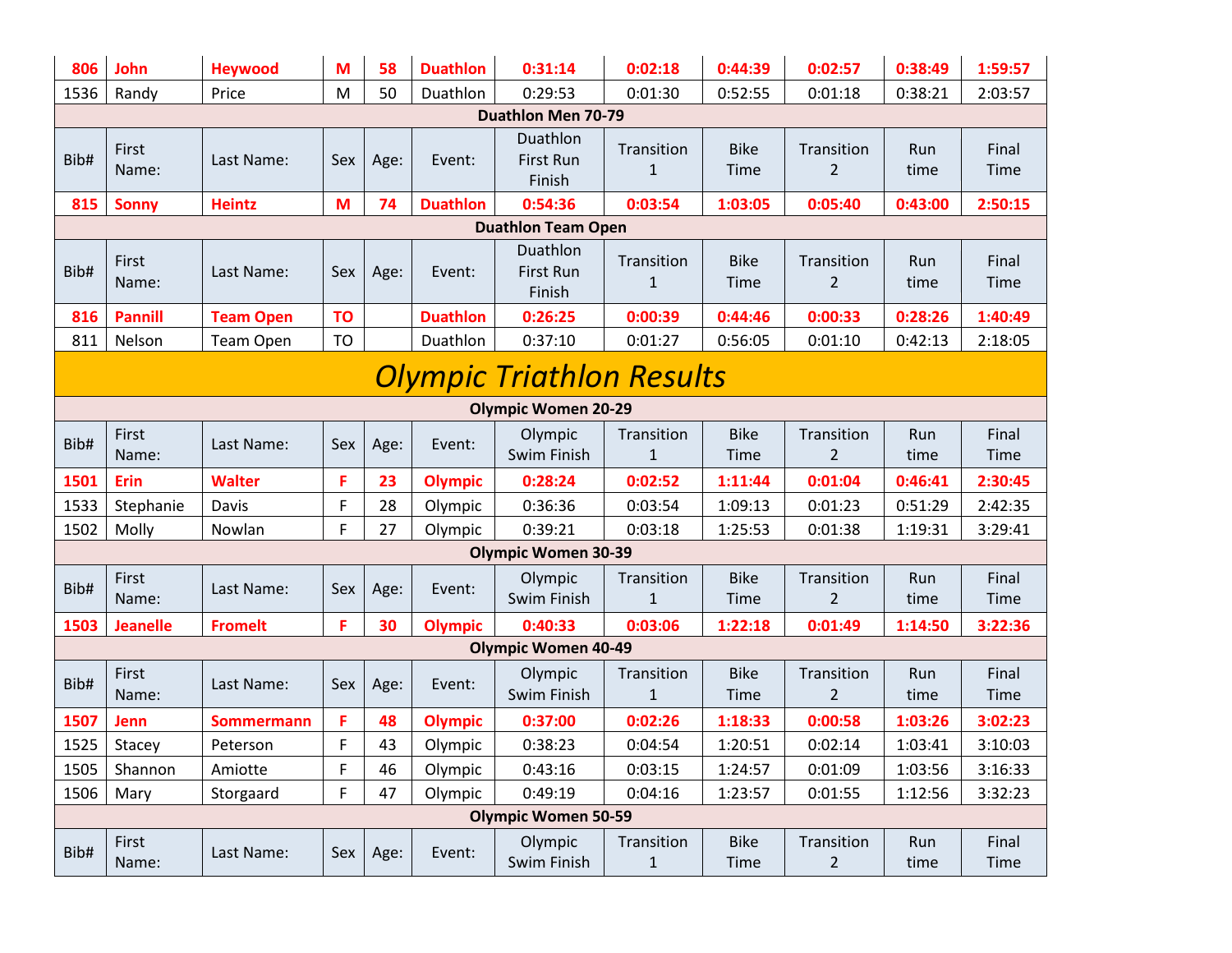| | | | | | | | | | | | |
|---|---|---|---|---|---|---|---|---|---|---|---|
| **806** | **John** | **Heywood** | **M** | **58** | **Duathlon** | **0:31:14** | **0:02:18** | **0:44:39** | **0:02:57** | **0:38:49** | **1:59:57** |
| 1536 | Randy | Price | M | 50 | Duathlon | 0:29:53 | 0:01:30 | 0:52:55 | 0:01:18 | 0:38:21 | 2:03:57 |

**Duathlon Men 70-79**

| Bib# | First Name: | Last Name: | Sex | Age: | Event: | Duathlon First Run Finish | Transition 1 | Bike Time | Transition 2 | Run time | Final Time |
|---|---|---|---|---|---|---|---|---|---|---|---|
| **815** | **Sonny** | **Heintz** | **M** | **74** | **Duathlon** | **0:54:36** | **0:03:54** | **1:03:05** | **0:05:40** | **0:43:00** | **2:50:15** |

**Duathlon Team Open**

| Bib# | First Name: | Last Name: | Sex | Age: | Event: | Duathlon First Run Finish | Transition 1 | Bike Time | Transition 2 | Run time | Final Time |
|---|---|---|---|---|---|---|---|---|---|---|---|
| **816** | **Pannill** | **Team Open** | **TO** | | **Duathlon** | **0:26:25** | **0:00:39** | **0:44:46** | **0:00:33** | **0:28:26** | **1:40:49** |
| 811 | Nelson | Team Open | TO | | Duathlon | 0:37:10 | 0:01:27 | 0:56:05 | 0:01:10 | 0:42:13 | 2:18:05 |

# *Olympic Triathlon Results*

**Olympic Women 20-29**

| Bib# | First Name: | Last Name: | Sex | Age: | Event: | Olympic Swim Finish | Transition 1 | Bike Time | Transition 2 | Run time | Final Time |
|---|---|---|---|---|---|---|---|---|---|---|---|
| **1501** | **Erin** | **Walter** | **F** | **23** | **Olympic** | **0:28:24** | **0:02:52** | **1:11:44** | **0:01:04** | **0:46:41** | **2:30:45** |
| 1533 | Stephanie | Davis | F | 28 | Olympic | 0:36:36 | 0:03:54 | 1:09:13 | 0:01:23 | 0:51:29 | 2:42:35 |
| 1502 | Molly | Nowlan | F | 27 | Olympic | 0:39:21 | 0:03:18 | 1:25:53 | 0:01:38 | 1:19:31 | 3:29:41 |

**Olympic Women 30-39**

| Bib# | First Name: | Last Name: | Sex | Age: | Event: | Olympic Swim Finish | Transition 1 | Bike Time | Transition 2 | Run time | Final Time |
|---|---|---|---|---|---|---|---|---|---|---|---|
| **1503** | **Jeanelle** | **Fromelt** | **F** | **30** | **Olympic** | **0:40:33** | **0:03:06** | **1:22:18** | **0:01:49** | **1:14:50** | **3:22:36** |

**Olympic Women 40-49**

| Bib# | First Name: | Last Name: | Sex | Age: | Event: | Olympic Swim Finish | Transition 1 | Bike Time | Transition 2 | Run time | Final Time |
|---|---|---|---|---|---|---|---|---|---|---|---|
| **1507** | **Jenn** | **Sommermann** | **F** | **48** | **Olympic** | **0:37:00** | **0:02:26** | **1:18:33** | **0:00:58** | **1:03:26** | **3:02:23** |
| 1525 | Stacey | Peterson | F | 43 | Olympic | 0:38:23 | 0:04:54 | 1:20:51 | 0:02:14 | 1:03:41 | 3:10:03 |
| 1505 | Shannon | Amiotte | F | 46 | Olympic | 0:43:16 | 0:03:15 | 1:24:57 | 0:01:09 | 1:03:56 | 3:16:33 |
| 1506 | Mary | Storgaard | F | 47 | Olympic | 0:49:19 | 0:04:16 | 1:23:57 | 0:01:55 | 1:12:56 | 3:32:23 |

**Olympic Women 50-59**

| Bib# | First Name: | Last Name: | Sex | Age: | Event: | Olympic Swim Finish | Transition 1 | Bike Time | Transition 2 | Run time | Final Time |
|---|---|---|---|---|---|---|---|---|---|---|---|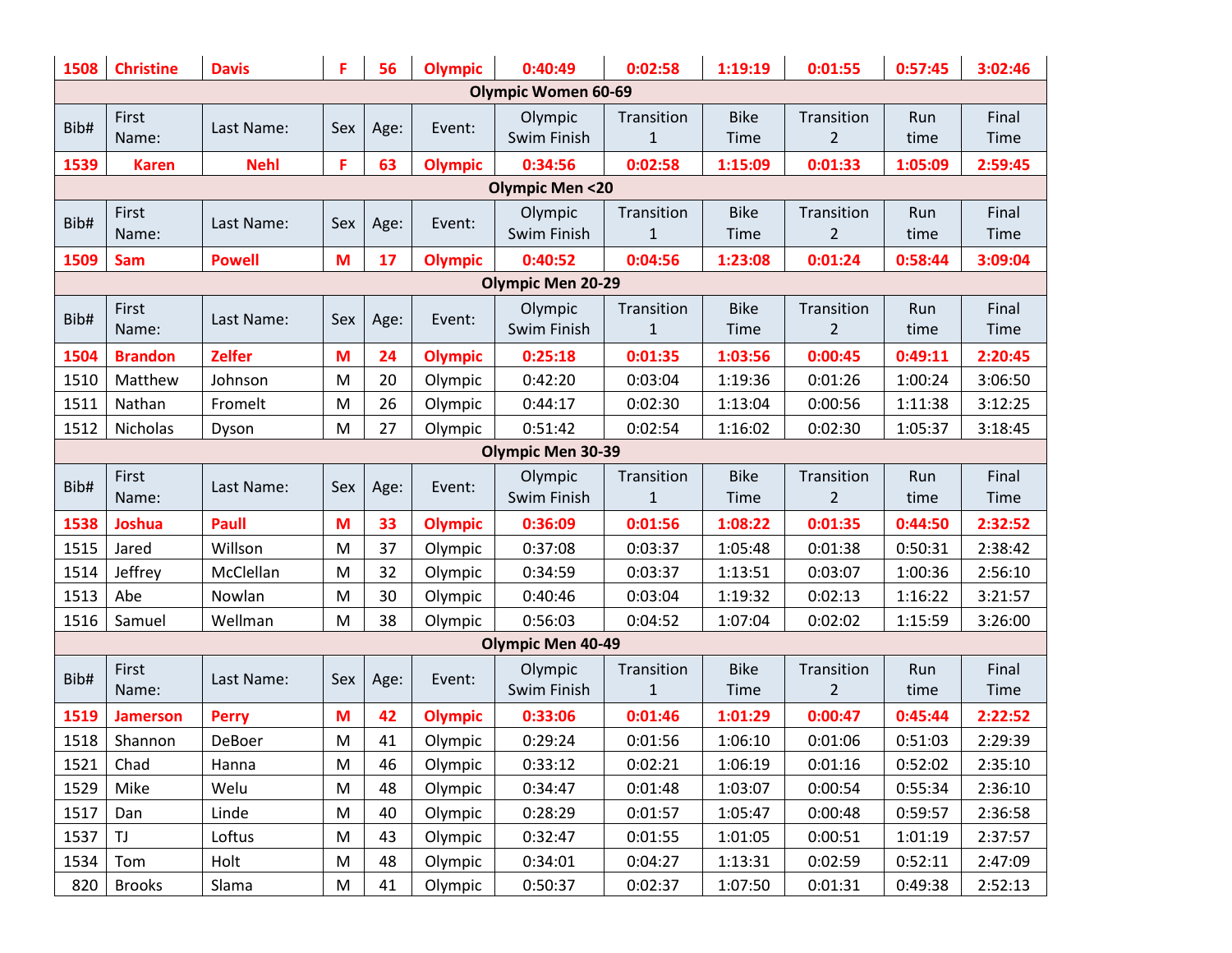| 1508 | **Christine** | **Davis** | **F** | **56** | **Olympic** | **0:40:49** | **0:02:58** | **1:19:19** | **0:01:55** | **0:57:45** | **3:02:46** |
|---|---|---|---|---|---|---|---|---|---|---|---|
| **Olympic Women 60-69** | | | | | | | | | | | |
| Bib# | First Name: | Last Name: | Sex | Age: | Event: | Olympic Swim Finish | Transition 1 | Bike Time | Transition 2 | Run time | Final Time |
| **1539** | **Karen** | **Nehl** | **F** | **63** | **Olympic** | **0:34:56** | **0:02:58** | **1:15:09** | **0:01:33** | **1:05:09** | **2:59:45** |
| **Olympic Men <20** | | | | | | | | | | | |
| Bib# | First Name: | Last Name: | Sex | Age: | Event: | Olympic Swim Finish | Transition 1 | Bike Time | Transition 2 | Run time | Final Time |
| **1509** | **Sam** | **Powell** | **M** | **17** | **Olympic** | **0:40:52** | **0:04:56** | **1:23:08** | **0:01:24** | **0:58:44** | **3:09:04** |
| **Olympic Men 20-29** | | | | | | | | | | | |
| Bib# | First Name: | Last Name: | Sex | Age: | Event: | Olympic Swim Finish | Transition 1 | Bike Time | Transition 2 | Run time | Final Time |
| **1504** | **Brandon** | **Zelfer** | **M** | **24** | **Olympic** | **0:25:18** | **0:01:35** | **1:03:56** | **0:00:45** | **0:49:11** | **2:20:45** |
| 1510 | Matthew | Johnson | M | 20 | Olympic | 0:42:20 | 0:03:04 | 1:19:36 | 0:01:26 | 1:00:24 | 3:06:50 |
| 1511 | Nathan | Fromelt | M | 26 | Olympic | 0:44:17 | 0:02:30 | 1:13:04 | 0:00:56 | 1:11:38 | 3:12:25 |
| 1512 | Nicholas | Dyson | M | 27 | Olympic | 0:51:42 | 0:02:54 | 1:16:02 | 0:02:30 | 1:05:37 | 3:18:45 |
| **Olympic Men 30-39** | | | | | | | | | | | |
| Bib# | First Name: | Last Name: | Sex | Age: | Event: | Olympic Swim Finish | Transition 1 | Bike Time | Transition 2 | Run time | Final Time |
| **1538** | **Joshua** | **Paull** | **M** | **33** | **Olympic** | **0:36:09** | **0:01:56** | **1:08:22** | **0:01:35** | **0:44:50** | **2:32:52** |
| 1515 | Jared | Willson | M | 37 | Olympic | 0:37:08 | 0:03:37 | 1:05:48 | 0:01:38 | 0:50:31 | 2:38:42 |
| 1514 | Jeffrey | McClellan | M | 32 | Olympic | 0:34:59 | 0:03:37 | 1:13:51 | 0:03:07 | 1:00:36 | 2:56:10 |
| 1513 | Abe | Nowlan | M | 30 | Olympic | 0:40:46 | 0:03:04 | 1:19:32 | 0:02:13 | 1:16:22 | 3:21:57 |
| 1516 | Samuel | Wellman | M | 38 | Olympic | 0:56:03 | 0:04:52 | 1:07:04 | 0:02:02 | 1:15:59 | 3:26:00 |
| **Olympic Men 40-49** | | | | | | | | | | | |
| Bib# | First Name: | Last Name: | Sex | Age: | Event: | Olympic Swim Finish | Transition 1 | Bike Time | Transition 2 | Run time | Final Time |
| **1519** | **Jamerson** | **Perry** | **M** | **42** | **Olympic** | **0:33:06** | **0:01:46** | **1:01:29** | **0:00:47** | **0:45:44** | **2:22:52** |
| 1518 | Shannon | DeBoer | M | 41 | Olympic | 0:29:24 | 0:01:56 | 1:06:10 | 0:01:06 | 0:51:03 | 2:29:39 |
| 1521 | Chad | Hanna | M | 46 | Olympic | 0:33:12 | 0:02:21 | 1:06:19 | 0:01:16 | 0:52:02 | 2:35:10 |
| 1529 | Mike | Welu | M | 48 | Olympic | 0:34:47 | 0:01:48 | 1:03:07 | 0:00:54 | 0:55:34 | 2:36:10 |
| 1517 | Dan | Linde | M | 40 | Olympic | 0:28:29 | 0:01:57 | 1:05:47 | 0:00:48 | 0:59:57 | 2:36:58 |
| 1537 | TJ | Loftus | M | 43 | Olympic | 0:32:47 | 0:01:55 | 1:01:05 | 0:00:51 | 1:01:19 | 2:37:57 |
| 1534 | Tom | Holt | M | 48 | Olympic | 0:34:01 | 0:04:27 | 1:13:31 | 0:02:59 | 0:52:11 | 2:47:09 |
| 820 | Brooks | Slama | M | 41 | Olympic | 0:50:37 | 0:02:37 | 1:07:50 | 0:01:31 | 0:49:38 | 2:52:13 |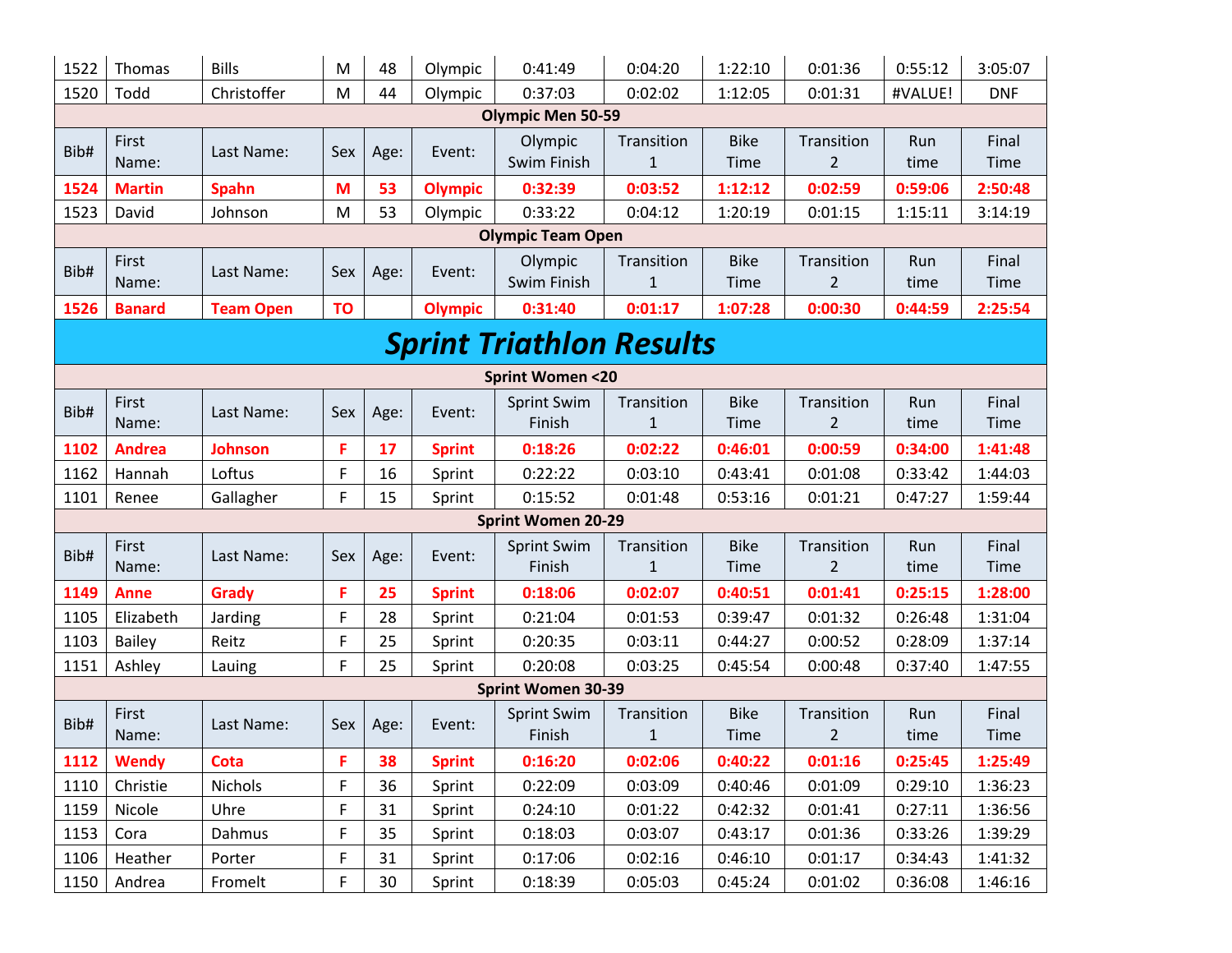| 1522 | Thomas | Bills | M | 48 | Olympic | 0:41:49 | 0:04:20 | 1:22:10 | 0:01:36 | 0:55:12 | 3:05:07 |
|---|---|---|---|---|---|---|---|---|---|---|---|
| 1520 | Todd | Christoffer | M | 44 | Olympic | 0:37:03 | 0:02:02 | 1:12:05 | 0:01:31 | #VALUE! | DNF |

**Olympic Men 50-59**

| Bib# | First Name: | Last Name: | Sex | Age: | Event: | Olympic Swim Finish | Transition 1 | Bike Time | Transition 2 | Run time | Final Time |
|---|---|---|---|---|---|---|---|---|---|---|---|
| **1524** | **Martin** | **Spahn** | **M** | **53** | **Olympic** | **0:32:39** | **0:03:52** | **1:12:12** | **0:02:59** | **0:59:06** | **2:50:48** |
| 1523 | David | Johnson | M | 53 | Olympic | 0:33:22 | 0:04:12 | 1:20:19 | 0:01:15 | 1:15:11 | 3:14:19 |

**Olympic Team Open**

| Bib# | First Name: | Last Name: | Sex | Age: | Event: | Olympic Swim Finish | Transition 1 | Bike Time | Transition 2 | Run time | Final Time |
|---|---|---|---|---|---|---|---|---|---|---|---|
| **1526** | **Banard** | **Team Open** | **TO** | | **Olympic** | **0:31:40** | **0:01:17** | **1:07:28** | **0:00:30** | **0:44:59** | **2:25:54** |

# *Sprint Triathlon Results*

**Sprint Women <20**

| Bib# | First Name: | Last Name: | Sex | Age: | Event: | Sprint Swim Finish | Transition 1 | Bike Time | Transition 2 | Run time | Final Time |
|---|---|---|---|---|---|---|---|---|---|---|---|
| **1102** | **Andrea** | **Johnson** | **F** | **17** | **Sprint** | **0:18:26** | **0:02:22** | **0:46:01** | **0:00:59** | **0:34:00** | **1:41:48** |
| 1162 | Hannah | Loftus | F | 16 | Sprint | 0:22:22 | 0:03:10 | 0:43:41 | 0:01:08 | 0:33:42 | 1:44:03 |
| 1101 | Renee | Gallagher | F | 15 | Sprint | 0:15:52 | 0:01:48 | 0:53:16 | 0:01:21 | 0:47:27 | 1:59:44 |

**Sprint Women 20-29**

| Bib# | First Name: | Last Name: | Sex | Age: | Event: | Sprint Swim Finish | Transition 1 | Bike Time | Transition 2 | Run time | Final Time |
|---|---|---|---|---|---|---|---|---|---|---|---|
| **1149** | **Anne** | **Grady** | **F** | **25** | **Sprint** | **0:18:06** | **0:02:07** | **0:40:51** | **0:01:41** | **0:25:15** | **1:28:00** |
| 1105 | Elizabeth | Jarding | F | 28 | Sprint | 0:21:04 | 0:01:53 | 0:39:47 | 0:01:32 | 0:26:48 | 1:31:04 |
| 1103 | Bailey | Reitz | F | 25 | Sprint | 0:20:35 | 0:03:11 | 0:44:27 | 0:00:52 | 0:28:09 | 1:37:14 |
| 1151 | Ashley | Lauing | F | 25 | Sprint | 0:20:08 | 0:03:25 | 0:45:54 | 0:00:48 | 0:37:40 | 1:47:55 |

**Sprint Women 30-39**

| Bib# | First Name: | Last Name: | Sex | Age: | Event: | Sprint Swim Finish | Transition 1 | Bike Time | Transition 2 | Run time | Final Time |
|---|---|---|---|---|---|---|---|---|---|---|---|
| **1112** | **Wendy** | **Cota** | **F** | **38** | **Sprint** | **0:16:20** | **0:02:06** | **0:40:22** | **0:01:16** | **0:25:45** | **1:25:49** |
| 1110 | Christie | Nichols | F | 36 | Sprint | 0:22:09 | 0:03:09 | 0:40:46 | 0:01:09 | 0:29:10 | 1:36:23 |
| 1159 | Nicole | Uhre | F | 31 | Sprint | 0:24:10 | 0:01:22 | 0:42:32 | 0:01:41 | 0:27:11 | 1:36:56 |
| 1153 | Cora | Dahmus | F | 35 | Sprint | 0:18:03 | 0:03:07 | 0:43:17 | 0:01:36 | 0:33:26 | 1:39:29 |
| 1106 | Heather | Porter | F | 31 | Sprint | 0:17:06 | 0:02:16 | 0:46:10 | 0:01:17 | 0:34:43 | 1:41:32 |
| 1150 | Andrea | Fromelt | F | 30 | Sprint | 0:18:39 | 0:05:03 | 0:45:24 | 0:01:02 | 0:36:08 | 1:46:16 |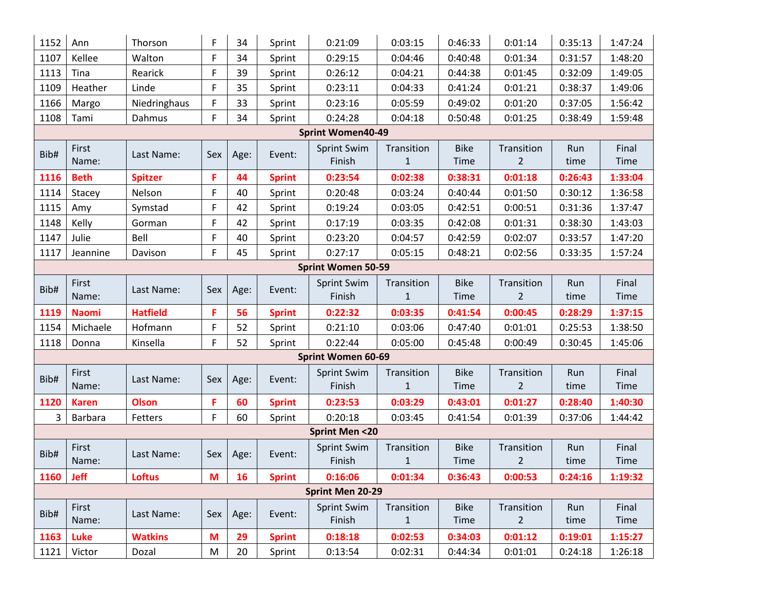| 1152 | Ann | Thorson | F | 34 | Sprint | 0:21:09 | 0:03:15 | 0:46:33 | 0:01:14 | 0:35:13 | 1:47:24 |
|---|---|---|---|---|---|---|---|---|---|---|---|
| 1107 | Kellee | Walton | F | 34 | Sprint | 0:29:15 | 0:04:46 | 0:40:48 | 0:01:34 | 0:31:57 | 1:48:20 |
| 1113 | Tina | Rearick | F | 39 | Sprint | 0:26:12 | 0:04:21 | 0:44:38 | 0:01:45 | 0:32:09 | 1:49:05 |
| 1109 | Heather | Linde | F | 35 | Sprint | 0:23:11 | 0:04:33 | 0:41:24 | 0:01:21 | 0:38:37 | 1:49:06 |
| 1166 | Margo | Niedringhaus | F | 33 | Sprint | 0:23:16 | 0:05:59 | 0:49:02 | 0:01:20 | 0:37:05 | 1:56:42 |
| 1108 | Tami | Dahmus | F | 34 | Sprint | 0:24:28 | 0:04:18 | 0:50:48 | 0:01:25 | 0:38:49 | 1:59:48 |

**Sprint Women40-49**

| Bib# | First Name: | Last Name: | Sex | Age: | Event: | Sprint Swim Finish | Transition 1 | Bike Time | Transition 2 | Run time | Final Time |
|---|---|---|---|---|---|---|---|---|---|---|---|
| **1116** | **Beth** | **Spitzer** | **F** | **44** | **Sprint** | **0:23:54** | **0:02:38** | **0:38:31** | **0:01:18** | **0:26:43** | **1:33:04** |
| 1114 | Stacey | Nelson | F | 40 | Sprint | 0:20:48 | 0:03:24 | 0:40:44 | 0:01:50 | 0:30:12 | 1:36:58 |
| 1115 | Amy | Symstad | F | 42 | Sprint | 0:19:24 | 0:03:05 | 0:42:51 | 0:00:51 | 0:31:36 | 1:37:47 |
| 1148 | Kelly | Gorman | F | 42 | Sprint | 0:17:19 | 0:03:35 | 0:42:08 | 0:01:31 | 0:38:30 | 1:43:03 |
| 1147 | Julie | Bell | F | 40 | Sprint | 0:23:20 | 0:04:57 | 0:42:59 | 0:02:07 | 0:33:57 | 1:47:20 |
| 1117 | Jeannine | Davison | F | 45 | Sprint | 0:27:17 | 0:05:15 | 0:48:21 | 0:02:56 | 0:33:35 | 1:57:24 |

**Sprint Women 50-59**

| Bib# | First Name: | Last Name: | Sex | Age: | Event: | Sprint Swim Finish | Transition 1 | Bike Time | Transition 2 | Run time | Final Time |
|---|---|---|---|---|---|---|---|---|---|---|---|
| **1119** | **Naomi** | **Hatfield** | **F** | **56** | **Sprint** | **0:22:32** | **0:03:35** | **0:41:54** | **0:00:45** | **0:28:29** | **1:37:15** |
| 1154 | Michaele | Hofmann | F | 52 | Sprint | 0:21:10 | 0:03:06 | 0:47:40 | 0:01:01 | 0:25:53 | 1:38:50 |
| 1118 | Donna | Kinsella | F | 52 | Sprint | 0:22:44 | 0:05:00 | 0:45:48 | 0:00:49 | 0:30:45 | 1:45:06 |

**Sprint Women 60-69**

| Bib# | First Name: | Last Name: | Sex | Age: | Event: | Sprint Swim Finish | Transition 1 | Bike Time | Transition 2 | Run time | Final Time |
|---|---|---|---|---|---|---|---|---|---|---|---|
| **1120** | **Karen** | **Olson** | **F** | **60** | **Sprint** | **0:23:53** | **0:03:29** | **0:43:01** | **0:01:27** | **0:28:40** | **1:40:30** |
| 3 | Barbara | Fetters | F | 60 | Sprint | 0:20:18 | 0:03:45 | 0:41:54 | 0:01:39 | 0:37:06 | 1:44:42 |

**Sprint Men <20**

| Bib# | First Name: | Last Name: | Sex | Age: | Event: | Sprint Swim Finish | Transition 1 | Bike Time | Transition 2 | Run time | Final Time |
|---|---|---|---|---|---|---|---|---|---|---|---|
| **1160** | **Jeff** | **Loftus** | **M** | **16** | **Sprint** | **0:16:06** | **0:01:34** | **0:36:43** | **0:00:53** | **0:24:16** | **1:19:32** |

**Sprint Men 20-29**

| Bib# | First Name: | Last Name: | Sex | Age: | Event: | Sprint Swim Finish | Transition 1 | Bike Time | Transition 2 | Run time | Final Time |
|---|---|---|---|---|---|---|---|---|---|---|---|
| **1163** | **Luke** | **Watkins** | **M** | **29** | **Sprint** | **0:18:18** | **0:02:53** | **0:34:03** | **0:01:12** | **0:19:01** | **1:15:27** |
| 1121 | Victor | Dozal | M | 20 | Sprint | 0:13:54 | 0:02:31 | 0:44:34 | 0:01:01 | 0:24:18 | 1:26:18 |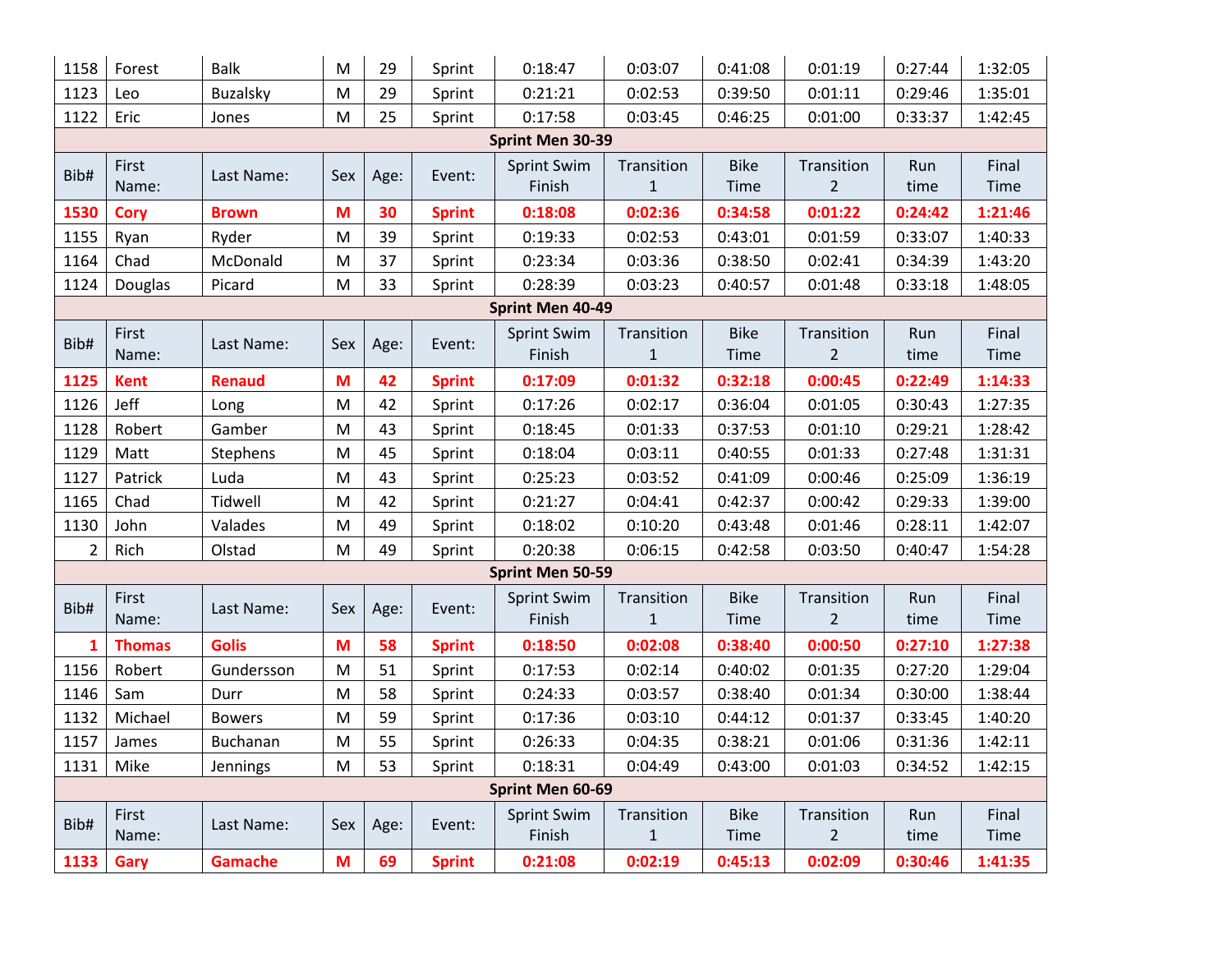| Bib# | First Name: | Last Name: | Sex | Age: | Event: | Sprint Swim Finish | Transition 1 | Bike Time | Transition 2 | Run time | Final Time |
|---|---|---|---|---|---|---|---|---|---|---|---|
| 1158 | Forest | Balk | M | 29 | Sprint | 0:18:47 | 0:03:07 | 0:41:08 | 0:01:19 | 0:27:44 | 1:32:05 |
| 1123 | Leo | Buzalsky | M | 29 | Sprint | 0:21:21 | 0:02:53 | 0:39:50 | 0:01:11 | 0:29:46 | 1:35:01 |
| 1122 | Eric | Jones | M | 25 | Sprint | 0:17:58 | 0:03:45 | 0:46:25 | 0:01:00 | 0:33:37 | 1:42:45 |

**Sprint Men 30-39**

| Bib# | First Name: | Last Name: | Sex | Age: | Event: | Sprint Swim Finish | Transition 1 | Bike Time | Transition 2 | Run time | Final Time |
|---|---|---|---|---|---|---|---|---|---|---|---|
| **1530** | **Cory** | **Brown** | **M** | **30** | **Sprint** | **0:18:08** | **0:02:36** | **0:34:58** | **0:01:22** | **0:24:42** | **1:21:46** |
| 1155 | Ryan | Ryder | M | 39 | Sprint | 0:19:33 | 0:02:53 | 0:43:01 | 0:01:59 | 0:33:07 | 1:40:33 |
| 1164 | Chad | McDonald | M | 37 | Sprint | 0:23:34 | 0:03:36 | 0:38:50 | 0:02:41 | 0:34:39 | 1:43:20 |
| 1124 | Douglas | Picard | M | 33 | Sprint | 0:28:39 | 0:03:23 | 0:40:57 | 0:01:48 | 0:33:18 | 1:48:05 |

**Sprint Men 40-49**

| Bib# | First Name: | Last Name: | Sex | Age: | Event: | Sprint Swim Finish | Transition 1 | Bike Time | Transition 2 | Run time | Final Time |
|---|---|---|---|---|---|---|---|---|---|---|---|
| **1125** | **Kent** | **Renaud** | **M** | **42** | **Sprint** | **0:17:09** | **0:01:32** | **0:32:18** | **0:00:45** | **0:22:49** | **1:14:33** |
| 1126 | Jeff | Long | M | 42 | Sprint | 0:17:26 | 0:02:17 | 0:36:04 | 0:01:05 | 0:30:43 | 1:27:35 |
| 1128 | Robert | Gamber | M | 43 | Sprint | 0:18:45 | 0:01:33 | 0:37:53 | 0:01:10 | 0:29:21 | 1:28:42 |
| 1129 | Matt | Stephens | M | 45 | Sprint | 0:18:04 | 0:03:11 | 0:40:55 | 0:01:33 | 0:27:48 | 1:31:31 |
| 1127 | Patrick | Luda | M | 43 | Sprint | 0:25:23 | 0:03:52 | 0:41:09 | 0:00:46 | 0:25:09 | 1:36:19 |
| 1165 | Chad | Tidwell | M | 42 | Sprint | 0:21:27 | 0:04:41 | 0:42:37 | 0:00:42 | 0:29:33 | 1:39:00 |
| 1130 | John | Valades | M | 49 | Sprint | 0:18:02 | 0:10:20 | 0:43:48 | 0:01:46 | 0:28:11 | 1:42:07 |
| 2 | Rich | Olstad | M | 49 | Sprint | 0:20:38 | 0:06:15 | 0:42:58 | 0:03:50 | 0:40:47 | 1:54:28 |

**Sprint Men 50-59**

| Bib# | First Name: | Last Name: | Sex | Age: | Event: | Sprint Swim Finish | Transition 1 | Bike Time | Transition 2 | Run time | Final Time |
|---|---|---|---|---|---|---|---|---|---|---|---|
| **1** | **Thomas** | **Golis** | **M** | **58** | **Sprint** | **0:18:50** | **0:02:08** | **0:38:40** | **0:00:50** | **0:27:10** | **1:27:38** |
| 1156 | Robert | Gundersson | M | 51 | Sprint | 0:17:53 | 0:02:14 | 0:40:02 | 0:01:35 | 0:27:20 | 1:29:04 |
| 1146 | Sam | Durr | M | 58 | Sprint | 0:24:33 | 0:03:57 | 0:38:40 | 0:01:34 | 0:30:00 | 1:38:44 |
| 1132 | Michael | Bowers | M | 59 | Sprint | 0:17:36 | 0:03:10 | 0:44:12 | 0:01:37 | 0:33:45 | 1:40:20 |
| 1157 | James | Buchanan | M | 55 | Sprint | 0:26:33 | 0:04:35 | 0:38:21 | 0:01:06 | 0:31:36 | 1:42:11 |
| 1131 | Mike | Jennings | M | 53 | Sprint | 0:18:31 | 0:04:49 | 0:43:00 | 0:01:03 | 0:34:52 | 1:42:15 |

**Sprint Men 60-69**

| Bib# | First Name: | Last Name: | Sex | Age: | Event: | Sprint Swim Finish | Transition 1 | Bike Time | Transition 2 | Run time | Final Time |
|---|---|---|---|---|---|---|---|---|---|---|---|
| **1133** | **Gary** | **Gamache** | **M** | **69** | **Sprint** | **0:21:08** | **0:02:19** | **0:45:13** | **0:02:09** | **0:30:46** | **1:41:35** |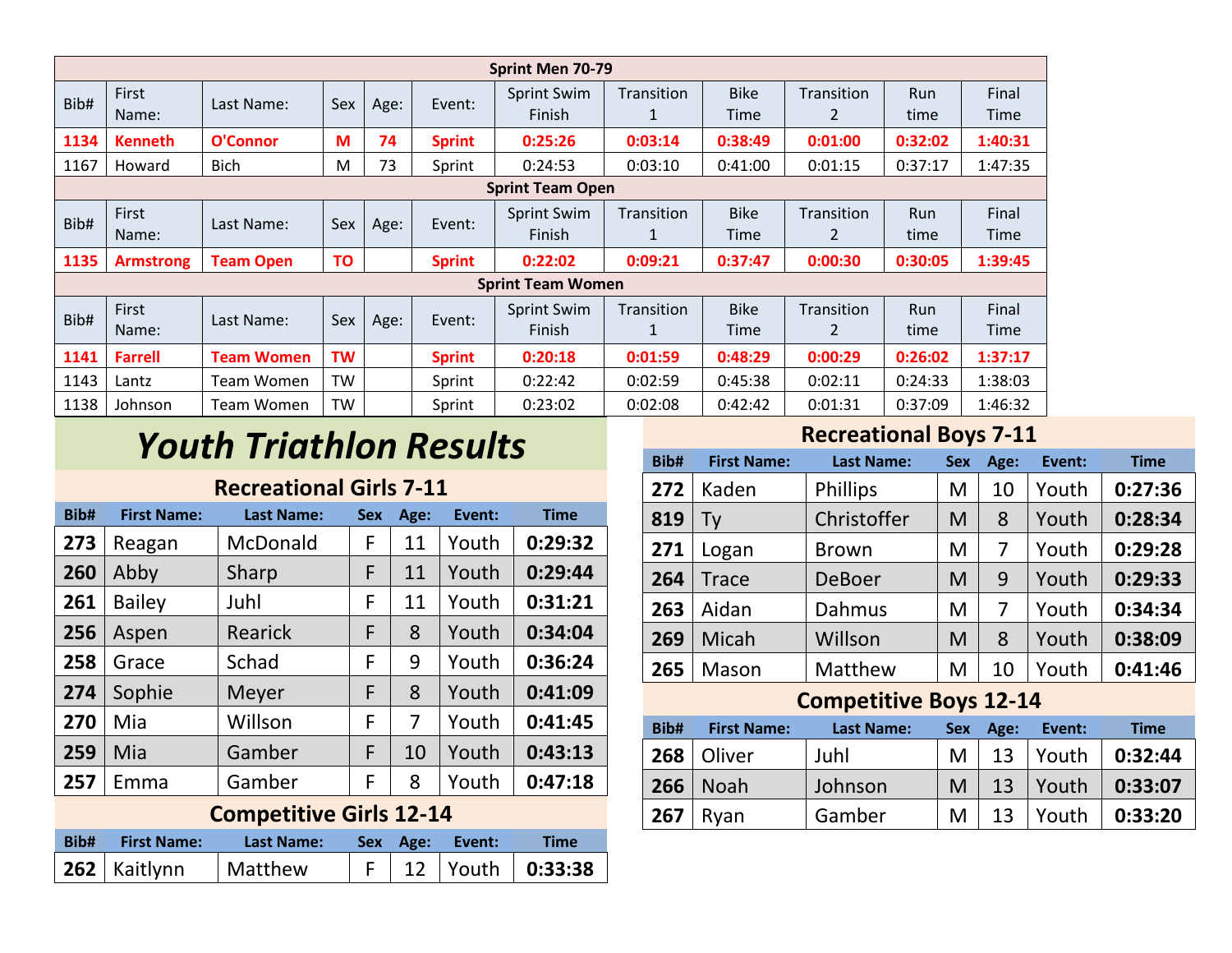### Sprint Men 70-79

| Bib# | First Name: | Last Name: | Sex | Age: | Event: | Sprint Swim Finish | Transition 1 | Bike Time | Transition 2 | Run time | Final Time |
|---|---|---|---|---|---|---|---|---|---|---|---|
| **1134** | **Kenneth** | **O'Connor** | **M** | **74** | **Sprint** | **0:25:26** | **0:03:14** | **0:38:49** | **0:01:00** | **0:32:02** | **1:40:31** |
| 1167 | Howard | Bich | M | 73 | Sprint | 0:24:53 | 0:03:10 | 0:41:00 | 0:01:15 | 0:37:17 | 1:47:35 |

### Sprint Team Open

| Bib# | First Name: | Last Name: | Sex | Age: | Event: | Sprint Swim Finish | Transition 1 | Bike Time | Transition 2 | Run time | Final Time |
|---|---|---|---|---|---|---|---|---|---|---|---|
| **1135** | **Armstrong** | **Team Open** | **TO** | | **Sprint** | **0:22:02** | **0:09:21** | **0:37:47** | **0:00:30** | **0:30:05** | **1:39:45** |

### Sprint Team Women

| Bib# | First Name: | Last Name: | Sex | Age: | Event: | Sprint Swim Finish | Transition 1 | Bike Time | Transition 2 | Run time | Final Time |
|---|---|---|---|---|---|---|---|---|---|---|---|
| **1141** | **Farrell** | **Team Women** | **TW** | | **Sprint** | **0:20:18** | **0:01:59** | **0:48:29** | **0:00:29** | **0:26:02** | **1:37:17** |
| 1143 | Lantz | Team Women | TW | | Sprint | 0:22:42 | 0:02:59 | 0:45:38 | 0:02:11 | 0:24:33 | 1:38:03 |
| 1138 | Johnson | Team Women | TW | | Sprint | 0:23:02 | 0:02:08 | 0:42:42 | 0:01:31 | 0:37:09 | 1:46:32 |

# *Youth Triathlon Results*

## Recreational Girls 7-11

| Bib# | First Name: | Last Name: | Sex | Age: | Event: | Time |
|---|---|---|---|---|---|---|
| **273** | Reagan | McDonald | F | 11 | Youth | **0:29:32** |
| **260** | Abby | Sharp | F | 11 | Youth | **0:29:44** |
| **261** | Bailey | Juhl | F | 11 | Youth | **0:31:21** |
| **256** | Aspen | Rearick | F | 8 | Youth | **0:34:04** |
| **258** | Grace | Schad | F | 9 | Youth | **0:36:24** |
| **274** | Sophie | Meyer | F | 8 | Youth | **0:41:09** |
| **270** | Mia | Willson | F | 7 | Youth | **0:41:45** |
| **259** | Mia | Gamber | F | 10 | Youth | **0:43:13** |
| **257** | Emma | Gamber | F | 8 | Youth | **0:47:18** |

## Competitive Girls 12-14

| Bib# | First Name: | Last Name: | Sex | Age: | Event: | Time |
|---|---|---|---|---|---|---|
| **262** | Kaitlynn | Matthew | F | 12 | Youth | **0:33:38** |

## Recreational Boys 7-11

| Bib# | First Name: | Last Name: | Sex | Age: | Event: | Time |
|---|---|---|---|---|---|---|
| **272** | Kaden | Phillips | M | 10 | Youth | **0:27:36** |
| **819** | Ty | Christoffer | M | 8 | Youth | **0:28:34** |
| **271** | Logan | Brown | M | 7 | Youth | **0:29:28** |
| **264** | Trace | DeBoer | M | 9 | Youth | **0:29:33** |
| **263** | Aidan | Dahmus | M | 7 | Youth | **0:34:34** |
| **269** | Micah | Willson | M | 8 | Youth | **0:38:09** |
| **265** | Mason | Matthew | M | 10 | Youth | **0:41:46** |

## Competitive Boys 12-14

| Bib# | First Name: | Last Name: | Sex | Age: | Event: | Time |
|---|---|---|---|---|---|---|
| **268** | Oliver | Juhl | M | 13 | Youth | **0:32:44** |
| **266** | Noah | Johnson | M | 13 | Youth | **0:33:07** |
| **267** | Ryan | Gamber | M | 13 | Youth | **0:33:20** |